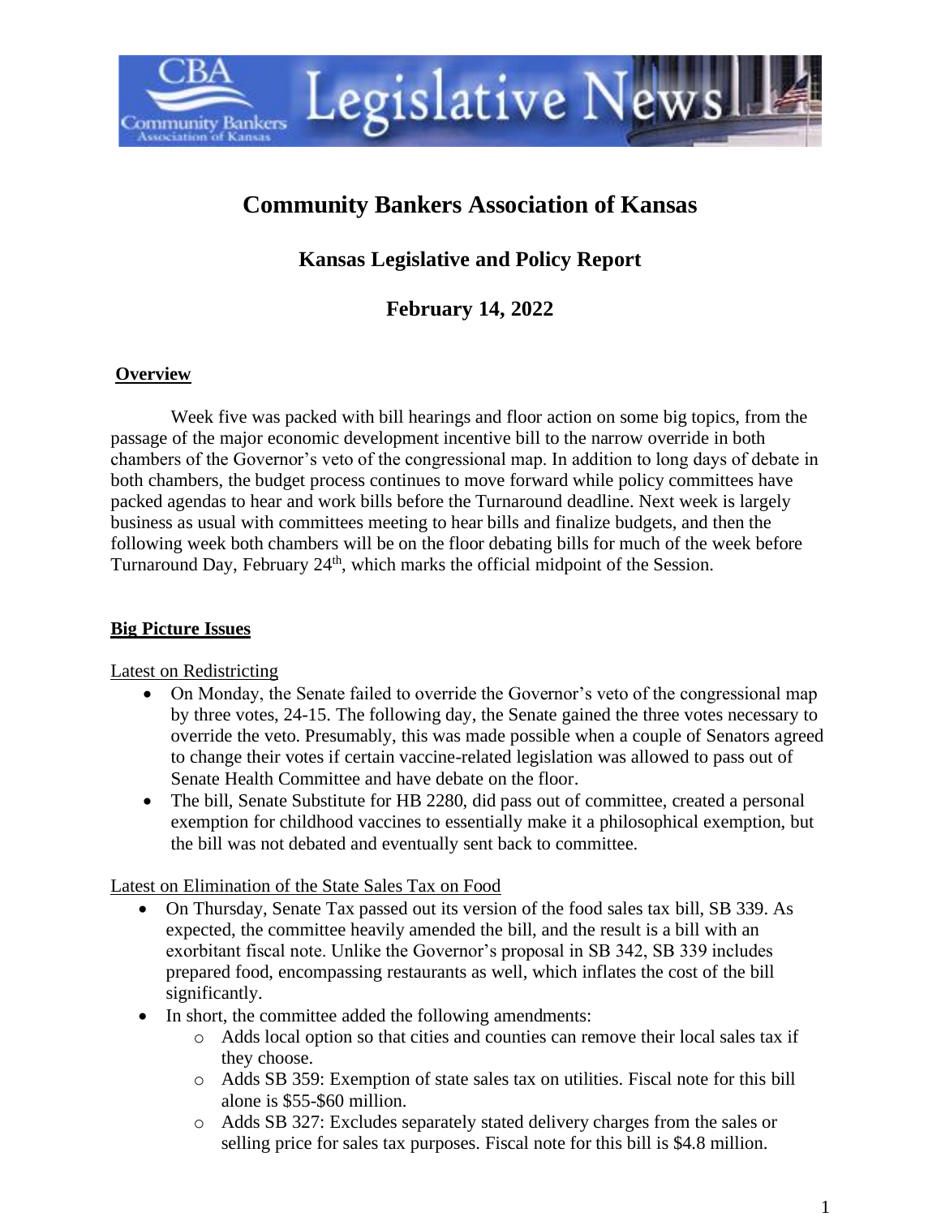# Community Bankers Association of Kansas

## Kansas Legislative and Policy Report

## February 14, 2022

**Overview**

Week five was packed with bill hearings and floor action on some big topics, from the passage of the major economic development incentive bill to the narrow override in both chambers of the Governor's veto of the congressional map. In addition to long days of debate in both chambers, the budget process continues to move forward while policy committees have packed agendas to hear and work bills before the Turnaround deadline. Next week is largely business as usual with committees meeting to hear bills and finalize budgets, and then the following week both chambers will be on the floor debating bills for much of the week before Turnaround Day, February 24th, which marks the official midpoint of the Session.

**Big Picture Issues**

Latest on Redistricting

- On Monday, the Senate failed to override the Governor's veto of the congressional map by three votes, 24-15. The following day, the Senate gained the three votes necessary to override the veto. Presumably, this was made possible when a couple of Senators agreed to change their votes if certain vaccine-related legislation was allowed to pass out of Senate Health Committee and have debate on the floor.
- The bill, Senate Substitute for HB 2280, did pass out of committee, created a personal exemption for childhood vaccines to essentially make it a philosophical exemption, but the bill was not debated and eventually sent back to committee.

Latest on Elimination of the State Sales Tax on Food

- On Thursday, Senate Tax passed out its version of the food sales tax bill, SB 339. As expected, the committee heavily amended the bill, and the result is a bill with an exorbitant fiscal note. Unlike the Governor's proposal in SB 342, SB 339 includes prepared food, encompassing restaurants as well, which inflates the cost of the bill significantly.
- In short, the committee added the following amendments:
  - Adds local option so that cities and counties can remove their local sales tax if they choose.
  - Adds SB 359: Exemption of state sales tax on utilities. Fiscal note for this bill alone is \$55-\$60 million.
  - Adds SB 327: Excludes separately stated delivery charges from the sales or selling price for sales tax purposes. Fiscal note for this bill is \$4.8 million.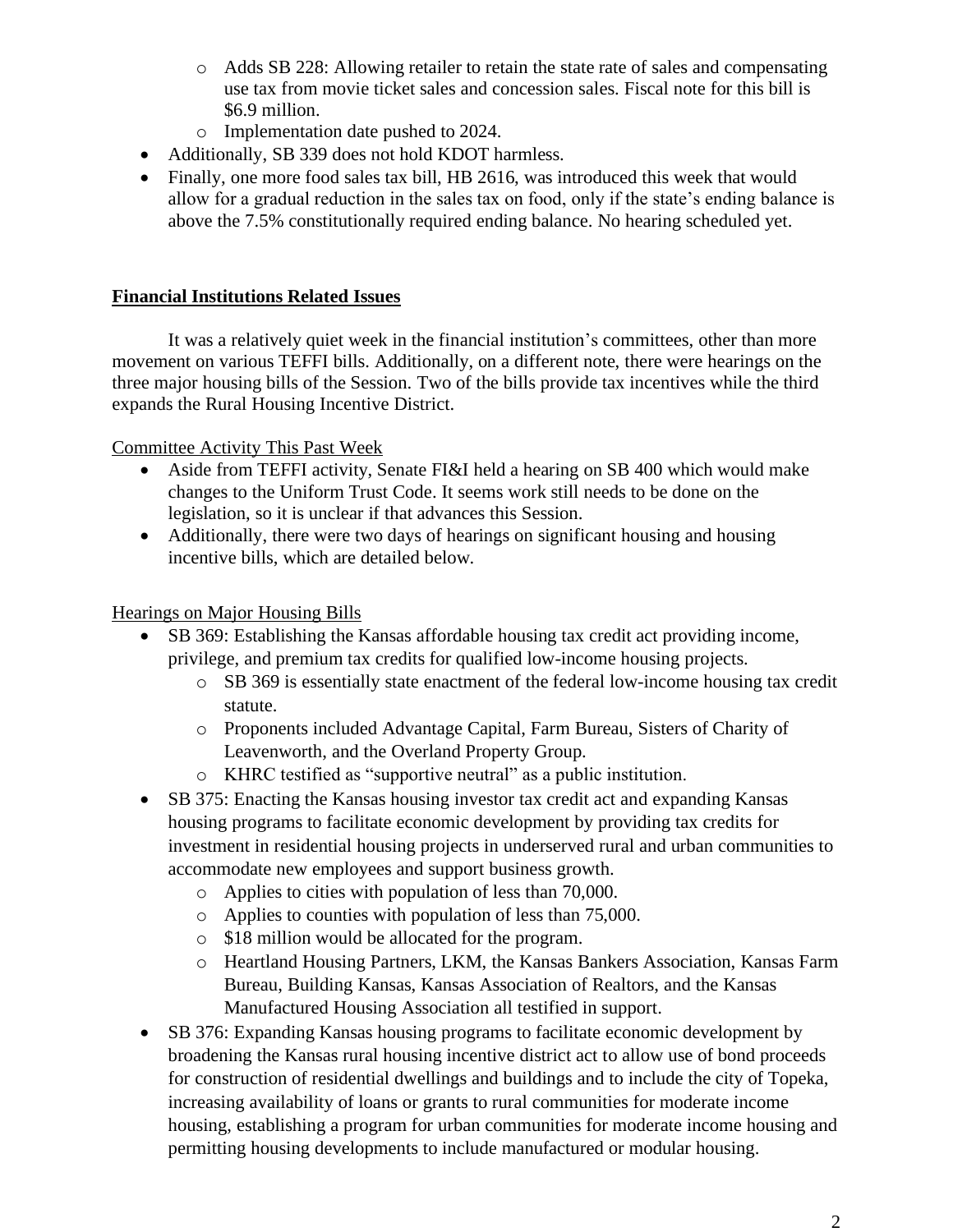- Adds SB 228: Allowing retailer to retain the state rate of sales and compensating use tax from movie ticket sales and concession sales. Fiscal note for this bill is $6.9 million.
    - Implementation date pushed to 2024.
- Additionally, SB 339 does not hold KDOT harmless.
- Finally, one more food sales tax bill, HB 2616, was introduced this week that would allow for a gradual reduction in the sales tax on food, only if the state's ending balance is above the 7.5% constitutionally required ending balance. No hearing scheduled yet.

## **Financial Institutions Related Issues**

It was a relatively quiet week in the financial institution's committees, other than more movement on various TEFFI bills. Additionally, on a different note, there were hearings on the three major housing bills of the Session. Two of the bills provide tax incentives while the third expands the Rural Housing Incentive District.

Committee Activity This Past Week

- Aside from TEFFI activity, Senate FI&I held a hearing on SB 400 which would make changes to the Uniform Trust Code. It seems work still needs to be done on the legislation, so it is unclear if that advances this Session.
- Additionally, there were two days of hearings on significant housing and housing incentive bills, which are detailed below.

Hearings on Major Housing Bills

- SB 369: Establishing the Kansas affordable housing tax credit act providing income, privilege, and premium tax credits for qualified low-income housing projects.
    - SB 369 is essentially state enactment of the federal low-income housing tax credit statute.
    - Proponents included Advantage Capital, Farm Bureau, Sisters of Charity of Leavenworth, and the Overland Property Group.
    - KHRC testified as "supportive neutral" as a public institution.
- SB 375: Enacting the Kansas housing investor tax credit act and expanding Kansas housing programs to facilitate economic development by providing tax credits for investment in residential housing projects in underserved rural and urban communities to accommodate new employees and support business growth.
    - Applies to cities with population of less than 70,000.
    - Applies to counties with population of less than 75,000.
    - $18 million would be allocated for the program.
    - Heartland Housing Partners, LKM, the Kansas Bankers Association, Kansas Farm Bureau, Building Kansas, Kansas Association of Realtors, and the Kansas Manufactured Housing Association all testified in support.
- SB 376: Expanding Kansas housing programs to facilitate economic development by broadening the Kansas rural housing incentive district act to allow use of bond proceeds for construction of residential dwellings and buildings and to include the city of Topeka, increasing availability of loans or grants to rural communities for moderate income housing, establishing a program for urban communities for moderate income housing and permitting housing developments to include manufactured or modular housing.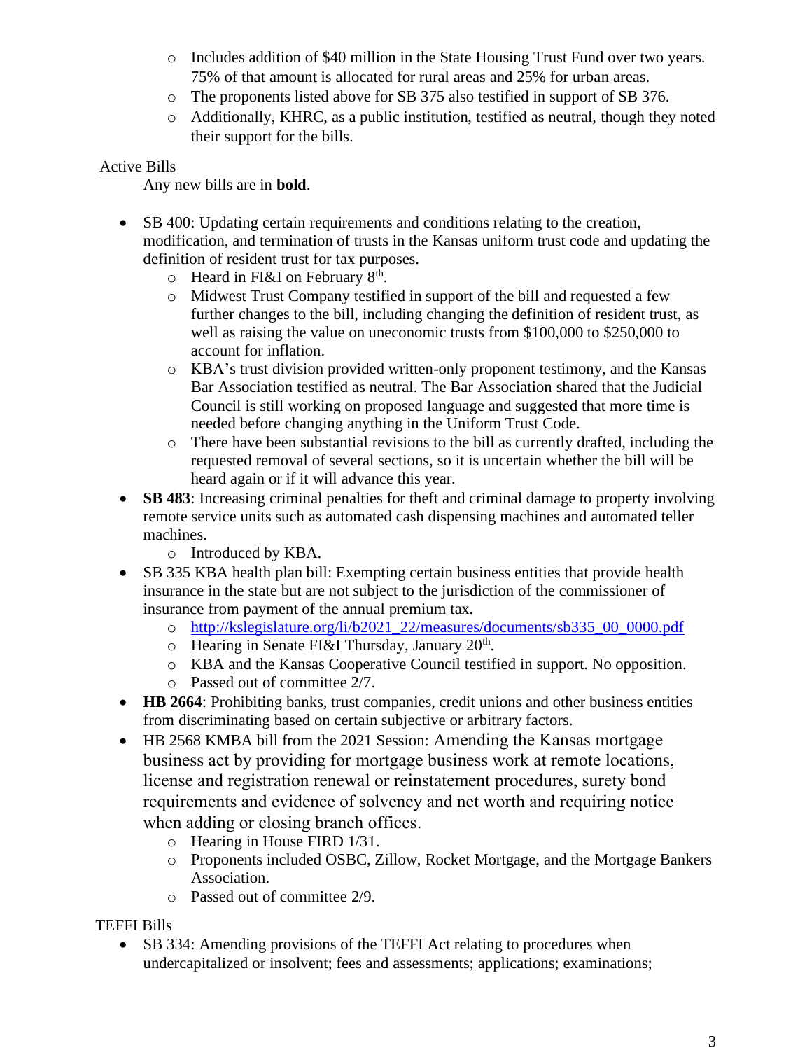- Includes addition of $40 million in the State Housing Trust Fund over two years. 75% of that amount is allocated for rural areas and 25% for urban areas.
  - The proponents listed above for SB 375 also testified in support of SB 376.
  - Additionally, KHRC, as a public institution, testified as neutral, though they noted their support for the bills.

<u>Active Bills</u>

Any new bills are in **bold**.

- SB 400: Updating certain requirements and conditions relating to the creation, modification, and termination of trusts in the Kansas uniform trust code and updating the definition of resident trust for tax purposes.
  - Heard in FI&I on February 8th.
  - Midwest Trust Company testified in support of the bill and requested a few further changes to the bill, including changing the definition of resident trust, as well as raising the value on uneconomic trusts from $100,000 to $250,000 to account for inflation.
  - KBA's trust division provided written-only proponent testimony, and the Kansas Bar Association testified as neutral. The Bar Association shared that the Judicial Council is still working on proposed language and suggested that more time is needed before changing anything in the Uniform Trust Code.
  - There have been substantial revisions to the bill as currently drafted, including the requested removal of several sections, so it is uncertain whether the bill will be heard again or if it will advance this year.
- **SB 483**: Increasing criminal penalties for theft and criminal damage to property involving remote service units such as automated cash dispensing machines and automated teller machines.
  - Introduced by KBA.
- SB 335 KBA health plan bill: Exempting certain business entities that provide health insurance in the state but are not subject to the jurisdiction of the commissioner of insurance from payment of the annual premium tax.
  - [http://kslegislature.org/li/b2021_22/measures/documents/sb335_00_0000.pdf](http://kslegislature.org/li/b2021_22/measures/documents/sb335_00_0000.pdf)
  - Hearing in Senate FI&I Thursday, January 20th.
  - KBA and the Kansas Cooperative Council testified in support. No opposition.
  - Passed out of committee 2/7.
- **HB 2664**: Prohibiting banks, trust companies, credit unions and other business entities from discriminating based on certain subjective or arbitrary factors.
- HB 2568 KMBA bill from the 2021 Session: Amending the Kansas mortgage business act by providing for mortgage business work at remote locations, license and registration renewal or reinstatement procedures, surety bond requirements and evidence of solvency and net worth and requiring notice when adding or closing branch offices.
  - Hearing in House FIRD 1/31.
  - Proponents included OSBC, Zillow, Rocket Mortgage, and the Mortgage Bankers Association.
  - Passed out of committee 2/9.

TEFFI Bills

- SB 334: Amending provisions of the TEFFI Act relating to procedures when undercapitalized or insolvent; fees and assessments; applications; examinations;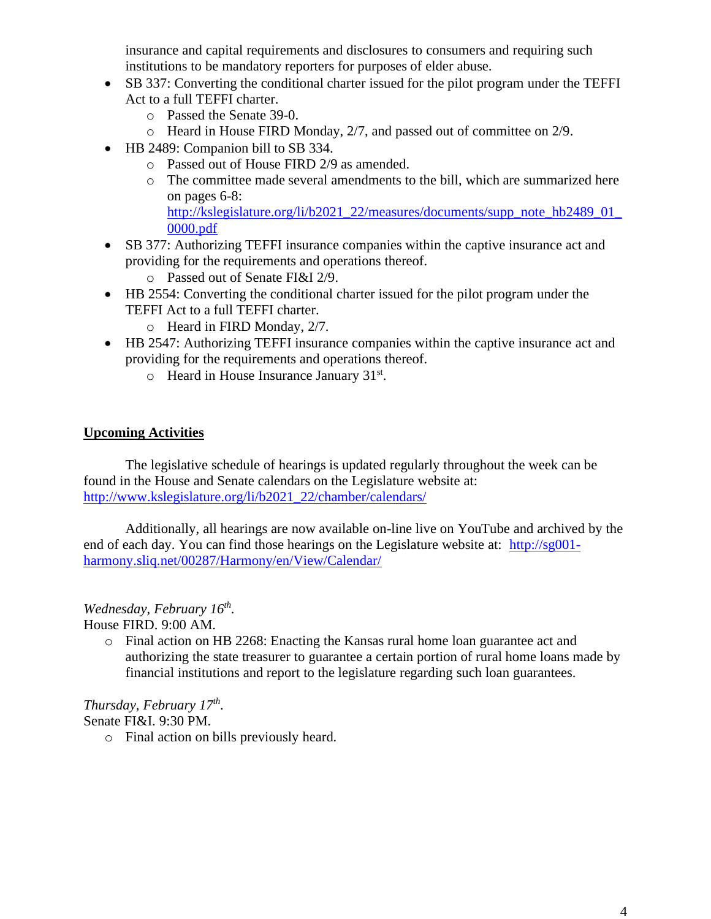insurance and capital requirements and disclosures to consumers and requiring such institutions to be mandatory reporters for purposes of elder abuse.

- SB 337: Converting the conditional charter issued for the pilot program under the TEFFI Act to a full TEFFI charter.
  - Passed the Senate 39-0.
  - Heard in House FIRD Monday, 2/7, and passed out of committee on 2/9.
- HB 2489: Companion bill to SB 334.
  - Passed out of House FIRD 2/9 as amended.
  - The committee made several amendments to the bill, which are summarized here on pages 6-8: http://kslegislature.org/li/b2021_22/measures/documents/supp_note_hb2489_01_0000.pdf
- SB 377: Authorizing TEFFI insurance companies within the captive insurance act and providing for the requirements and operations thereof.
  - Passed out of Senate FI&I 2/9.
- HB 2554: Converting the conditional charter issued for the pilot program under the TEFFI Act to a full TEFFI charter.
  - Heard in FIRD Monday, 2/7.
- HB 2547: Authorizing TEFFI insurance companies within the captive insurance act and providing for the requirements and operations thereof.
  - Heard in House Insurance January 31st.

## Upcoming Activities

The legislative schedule of hearings is updated regularly throughout the week can be found in the House and Senate calendars on the Legislature website at: http://www.kslegislature.org/li/b2021_22/chamber/calendars/

Additionally, all hearings are now available on-line live on YouTube and archived by the end of each day. You can find those hearings on the Legislature website at: http://sg001-harmony.sliq.net/00287/Harmony/en/View/Calendar/

*Wednesday, February 16th*.
House FIRD. 9:00 AM.

- Final action on HB 2268: Enacting the Kansas rural home loan guarantee act and authorizing the state treasurer to guarantee a certain portion of rural home loans made by financial institutions and report to the legislature regarding such loan guarantees.

*Thursday, February 17th*.
Senate FI&I. 9:30 PM.

- Final action on bills previously heard.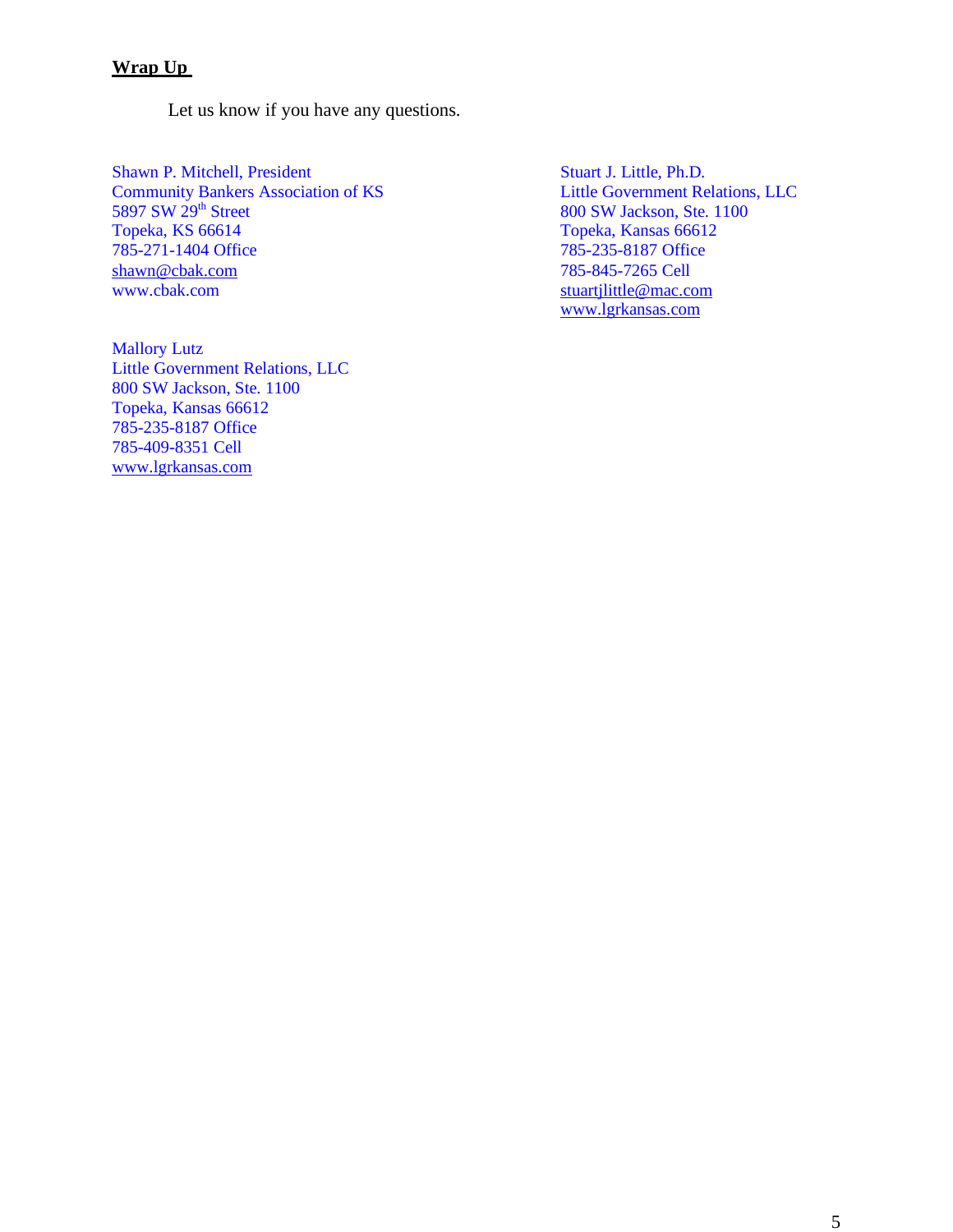**Wrap Up**

Let us know if you have any questions.

Shawn P. Mitchell, President
Community Bankers Association of KS
5897 SW 29th Street
Topeka, KS 66614
785-271-1404 Office
shawn@cbak.com
www.cbak.com

Stuart J. Little, Ph.D.
Little Government Relations, LLC
800 SW Jackson, Ste. 1100
Topeka, Kansas 66612
785-235-8187 Office
785-845-7265 Cell
stuartjlittle@mac.com
www.lgrkansas.com

Mallory Lutz
Little Government Relations, LLC
800 SW Jackson, Ste. 1100
Topeka, Kansas 66612
785-235-8187 Office
785-409-8351 Cell
www.lgrkansas.com